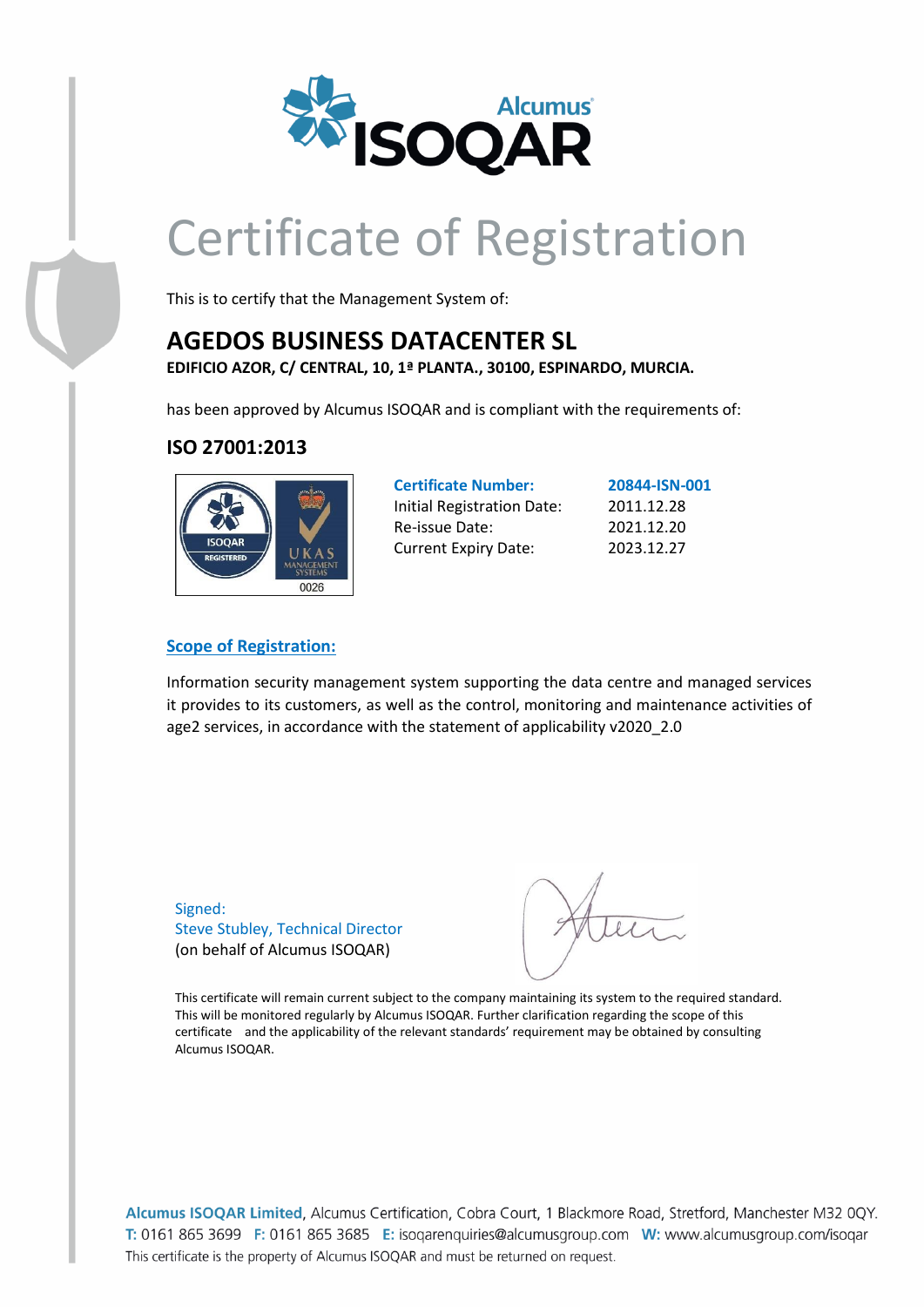# Certificate of Registration

This is to certify that the Management System of:

## AGEDOS BUSINESS DATACENTER SL

**EDIFICIO AZOR, C/ CENTRAL, 10, 1ª PLANTA., 30100, ESPINARDO, MURCIA.**

has been approved by Alcumus ISOQAR and is compliant with the requirements of:

### ISO 27001:2013

| **Certificate Number:** | **20844-ISN-001** |
|---|---|
| Initial Registration Date: | 2011.12.28 |
| Re-issue Date: | 2021.12.20 |
| Current Expiry Date: | 2023.12.27 |

**Scope of Registration:**

Information security management system supporting the data centre and managed services it provides to its customers, as well as the control, monitoring and maintenance activities of age2 services, in accordance with the statement of applicability v2020_2.0

Signed:
Steve Stubley, Technical Director
(on behalf of Alcumus ISOQAR)

This certificate will remain current subject to the company maintaining its system to the required standard. This will be monitored regularly by Alcumus ISOQAR. Further clarification regarding the scope of this certificate and the applicability of the relevant standards' requirement may be obtained by consulting Alcumus ISOQAR.

**Alcumus ISOQAR Limited**, Alcumus Certification, Cobra Court, 1 Blackmore Road, Stretford, Manchester M32 0QY.
T: 0161 865 3699 F: 0161 865 3685 E: isoqarenquiries@alcumusgroup.com W: www.alcumusgroup.com/isoqar
This certificate is the property of Alcumus ISOQAR and must be returned on request.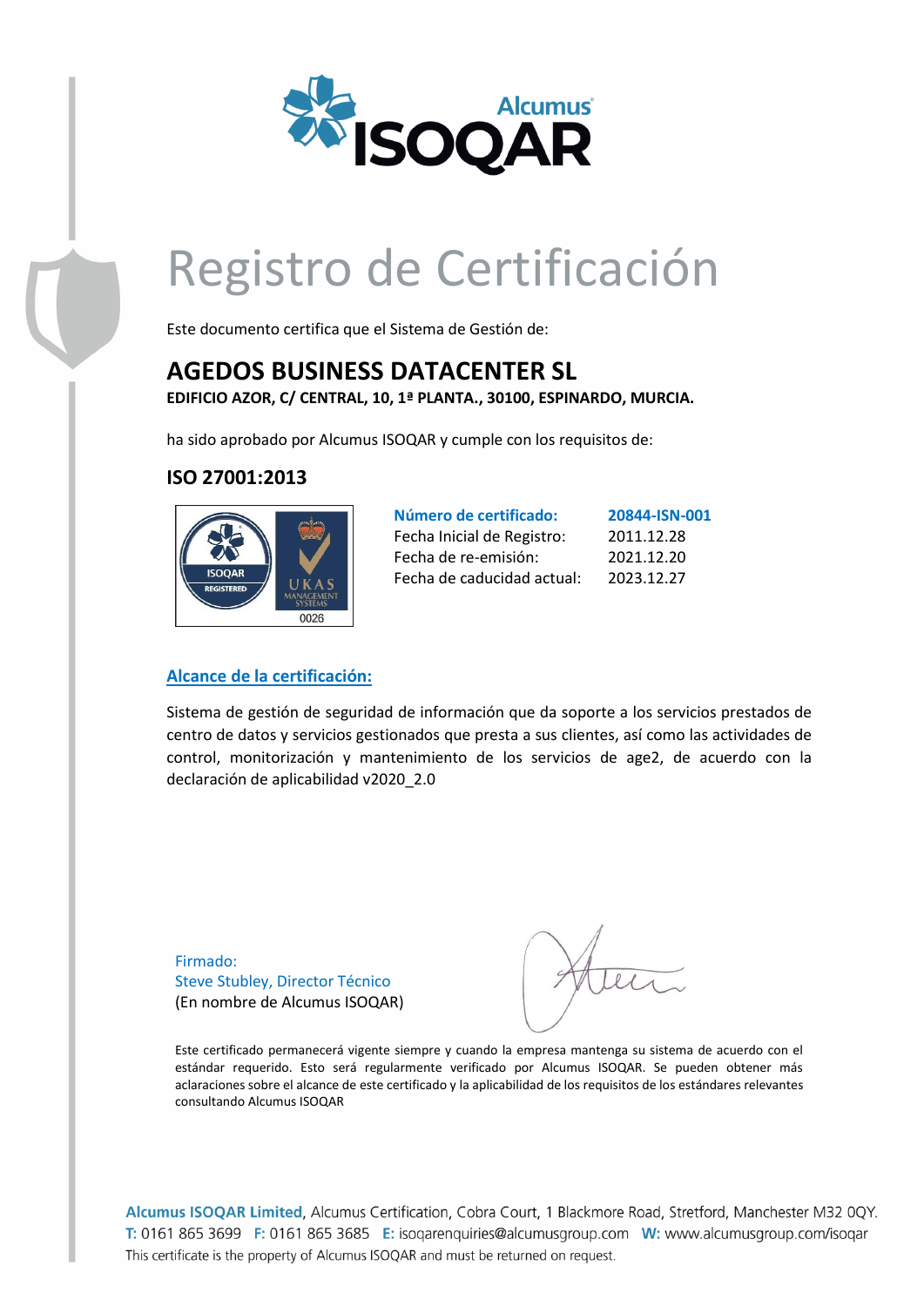# Registro de Certificación

Este documento certifica que el Sistema de Gestión de:

## AGEDOS BUSINESS DATACENTER SL

**EDIFICIO AZOR, C/ CENTRAL, 10, 1ª PLANTA., 30100, ESPINARDO, MURCIA.**

ha sido aprobado por Alcumus ISOQAR y cumple con los requisitos de:

### ISO 27001:2013

| | |
|---|---|
| **Número de certificado:** | **20844-ISN-001** |
| Fecha Inicial de Registro: | 2011.12.28 |
| Fecha de re-emisión: | 2021.12.20 |
| Fecha de caducidad actual: | 2023.12.27 |

**Alcance de la certificación:**

Sistema de gestión de seguridad de información que da soporte a los servicios prestados de centro de datos y servicios gestionados que presta a sus clientes, así como las actividades de control, monitorización y mantenimiento de los servicios de age2, de acuerdo con la declaración de aplicabilidad v2020_2.0

Firmado:
Steve Stubley, Director Técnico
(En nombre de Alcumus ISOQAR)

Este certificado permanecerá vigente siempre y cuando la empresa mantenga su sistema de acuerdo con el estándar requerido. Esto será regularmente verificado por Alcumus ISOQAR. Se pueden obtener más aclaraciones sobre el alcance de este certificado y la aplicabilidad de los requisitos de los estándares relevantes consultando Alcumus ISOQAR

**Alcumus ISOQAR Limited**, Alcumus Certification, Cobra Court, 1 Blackmore Road, Stretford, Manchester M32 0QY.
T: 0161 865 3699 F: 0161 865 3685 E: isoqarenquiries@alcumusgroup.com W: www.alcumusgroup.com/isoqar
This certificate is the property of Alcumus ISOQAR and must be returned on request.